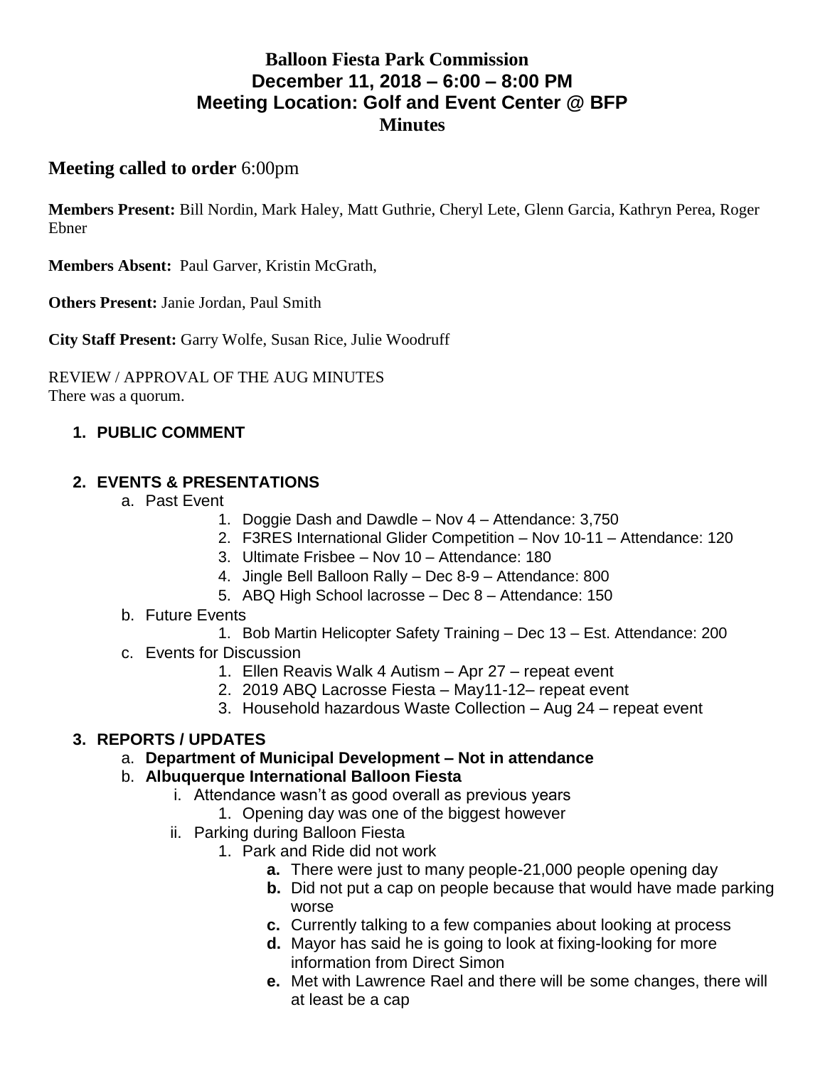# Balloon Fiesta Park Commission
## December 11, 2018 – 6:00 – 8:00 PM
## Meeting Location: Golf and Event Center @ BFP
## Minutes

## **Meeting called to order** 6:00pm

**Members Present:** Bill Nordin, Mark Haley, Matt Guthrie, Cheryl Lete, Glenn Garcia, Kathryn Perea, Roger Ebner

**Members Absent:** Paul Garver, Kristin McGrath,

**Others Present:** Janie Jordan, Paul Smith

**City Staff Present:** Garry Wolfe, Susan Rice, Julie Woodruff

REVIEW / APPROVAL OF THE AUG MINUTES
There was a quorum.

1. **PUBLIC COMMENT**

2. **EVENTS & PRESENTATIONS**
   a. Past Event
      1. Doggie Dash and Dawdle – Nov 4 – Attendance: 3,750
      2. F3RES International Glider Competition – Nov 10-11 – Attendance: 120
      3. Ultimate Frisbee – Nov 10 – Attendance: 180
      4. Jingle Bell Balloon Rally – Dec 8-9 – Attendance: 800
      5. ABQ High School lacrosse – Dec 8 – Attendance: 150

   b. Future Events
      1. Bob Martin Helicopter Safety Training – Dec 13 – Est. Attendance: 200

   c. Events for Discussion
      1. Ellen Reavis Walk 4 Autism – Apr 27 – repeat event
      2. 2019 ABQ Lacrosse Fiesta – May11-12– repeat event
      3. Household hazardous Waste Collection – Aug 24 – repeat event

3. **REPORTS / UPDATES**
   a. **Department of Municipal Development – Not in attendance**

   b. **Albuquerque International Balloon Fiesta**
      i. Attendance wasn't as good overall as previous years
         1. Opening day was one of the biggest however
      ii. Parking during Balloon Fiesta
         1. Park and Ride did not work
            **a.** There were just to many people-21,000 people opening day
            **b.** Did not put a cap on people because that would have made parking worse
            **c.** Currently talking to a few companies about looking at process
            **d.** Mayor has said he is going to look at fixing-looking for more information from Direct Simon
            **e.** Met with Lawrence Rael and there will be some changes, there will at least be a cap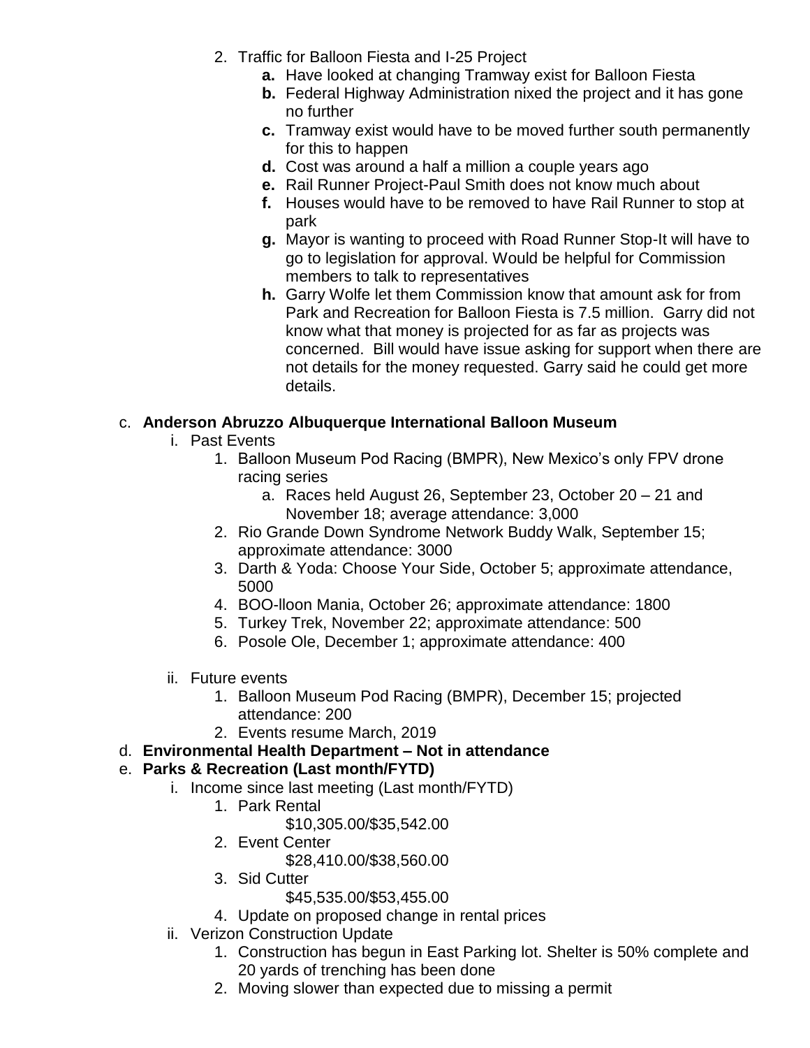2. Traffic for Balloon Fiesta and I-25 Project
    - **a.** Have looked at changing Tramway exist for Balloon Fiesta
    - **b.** Federal Highway Administration nixed the project and it has gone no further
    - **c.** Tramway exist would have to be moved further south permanently for this to happen
    - **d.** Cost was around a half a million a couple years ago
    - **e.** Rail Runner Project-Paul Smith does not know much about
    - **f.** Houses would have to be removed to have Rail Runner to stop at park
    - **g.** Mayor is wanting to proceed with Road Runner Stop-It will have to go to legislation for approval. Would be helpful for Commission members to talk to representatives
    - **h.** Garry Wolfe let them Commission know that amount ask for from Park and Recreation for Balloon Fiesta is 7.5 million. Garry did not know what that money is projected for as far as projects was concerned. Bill would have issue asking for support when there are not details for the money requested. Garry said he could get more details.

c. **Anderson Abruzzo Albuquerque International Balloon Museum**

- i. Past Events
    1. Balloon Museum Pod Racing (BMPR), New Mexico's only FPV drone racing series
        - a. Races held August 26, September 23, October 20 – 21 and November 18; average attendance: 3,000
    2. Rio Grande Down Syndrome Network Buddy Walk, September 15; approximate attendance: 3000
    3. Darth & Yoda: Choose Your Side, October 5; approximate attendance, 5000
    4. BOO-lloon Mania, October 26; approximate attendance: 1800
    5. Turkey Trek, November 22; approximate attendance: 500
    6. Posole Ole, December 1; approximate attendance: 400
- ii. Future events
    1. Balloon Museum Pod Racing (BMPR), December 15; projected attendance: 200
    2. Events resume March, 2019

d. **Environmental Health Department – Not in attendance**

e. **Parks & Recreation (Last month/FYTD)**

- i. Income since last meeting (Last month/FYTD)
    1. Park Rental
       $10,305.00/$35,542.00
    2. Event Center
       $28,410.00/$38,560.00
    3. Sid Cutter
       $45,535.00/$53,455.00
    4. Update on proposed change in rental prices
- ii. Verizon Construction Update
    1. Construction has begun in East Parking lot. Shelter is 50% complete and 20 yards of trenching has been done
    2. Moving slower than expected due to missing a permit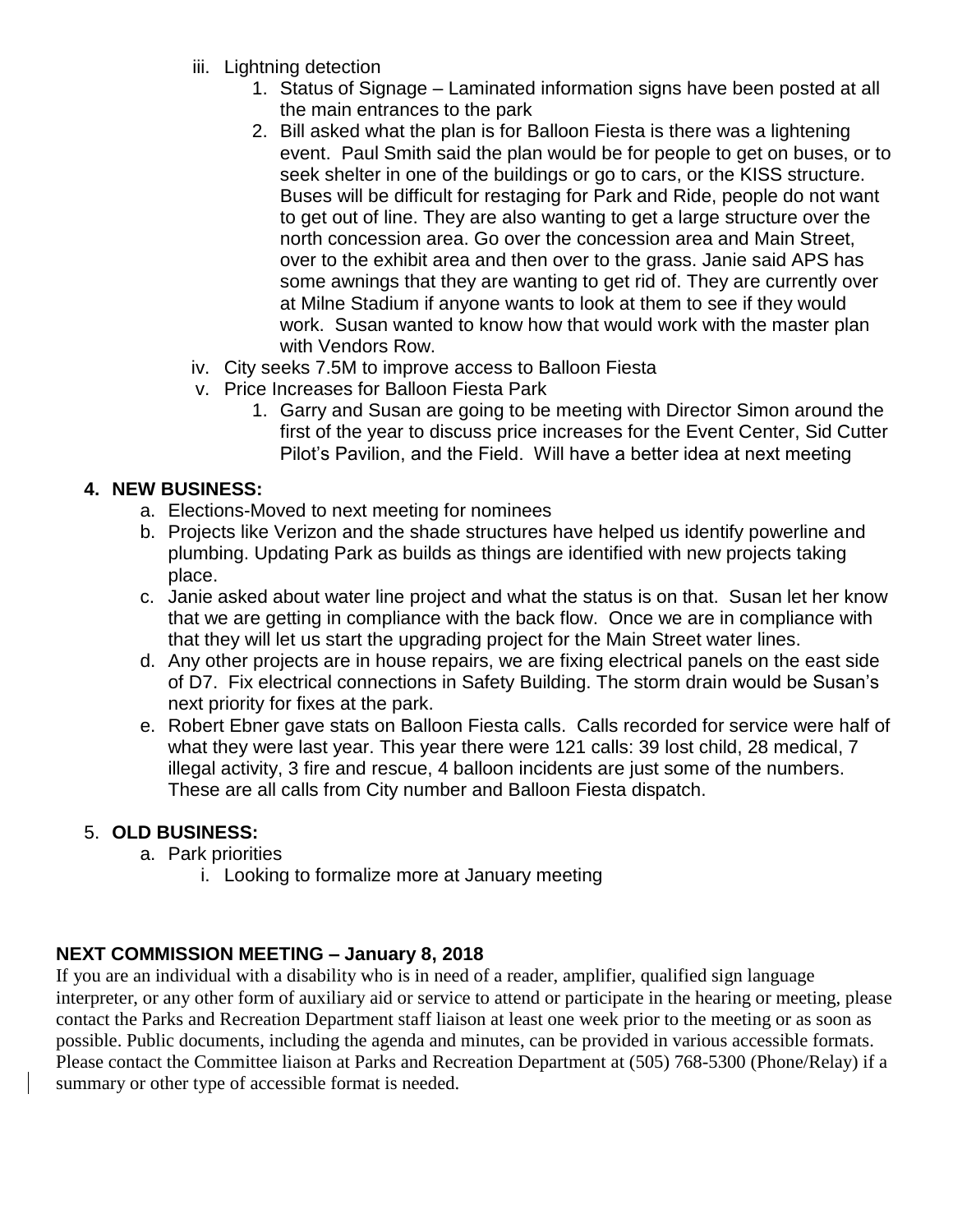iii. Lightning detection
   1. Status of Signage – Laminated information signs have been posted at all the main entrances to the park
   2. Bill asked what the plan is for Balloon Fiesta is there was a lightening event. Paul Smith said the plan would be for people to get on buses, or to seek shelter in one of the buildings or go to cars, or the KISS structure. Buses will be difficult for restaging for Park and Ride, people do not want to get out of line. They are also wanting to get a large structure over the north concession area. Go over the concession area and Main Street, over to the exhibit area and then over to the grass. Janie said APS has some awnings that they are wanting to get rid of. They are currently over at Milne Stadium if anyone wants to look at them to see if they would work. Susan wanted to know how that would work with the master plan with Vendors Row.

iv. City seeks 7.5M to improve access to Balloon Fiesta

v. Price Increases for Balloon Fiesta Park
   1. Garry and Susan are going to be meeting with Director Simon around the first of the year to discuss price increases for the Event Center, Sid Cutter Pilot's Pavilion, and the Field. Will have a better idea at next meeting

### 4. NEW BUSINESS:

a. Elections-Moved to next meeting for nominees

b. Projects like Verizon and the shade structures have helped us identify powerline and plumbing. Updating Park as builds as things are identified with new projects taking place.

c. Janie asked about water line project and what the status is on that. Susan let her know that we are getting in compliance with the back flow. Once we are in compliance with that they will let us start the upgrading project for the Main Street water lines.

d. Any other projects are in house repairs, we are fixing electrical panels on the east side of D7. Fix electrical connections in Safety Building. The storm drain would be Susan's next priority for fixes at the park.

e. Robert Ebner gave stats on Balloon Fiesta calls. Calls recorded for service were half of what they were last year. This year there were 121 calls: 39 lost child, 28 medical, 7 illegal activity, 3 fire and rescue, 4 balloon incidents are just some of the numbers. These are all calls from City number and Balloon Fiesta dispatch.

### 5. OLD BUSINESS:

a. Park priorities
   i. Looking to formalize more at January meeting

### NEXT COMMISSION MEETING – January 8, 2018

If you are an individual with a disability who is in need of a reader, amplifier, qualified sign language interpreter, or any other form of auxiliary aid or service to attend or participate in the hearing or meeting, please contact the Parks and Recreation Department staff liaison at least one week prior to the meeting or as soon as possible. Public documents, including the agenda and minutes, can be provided in various accessible formats. Please contact the Committee liaison at Parks and Recreation Department at (505) 768-5300 (Phone/Relay) if a summary or other type of accessible format is needed.